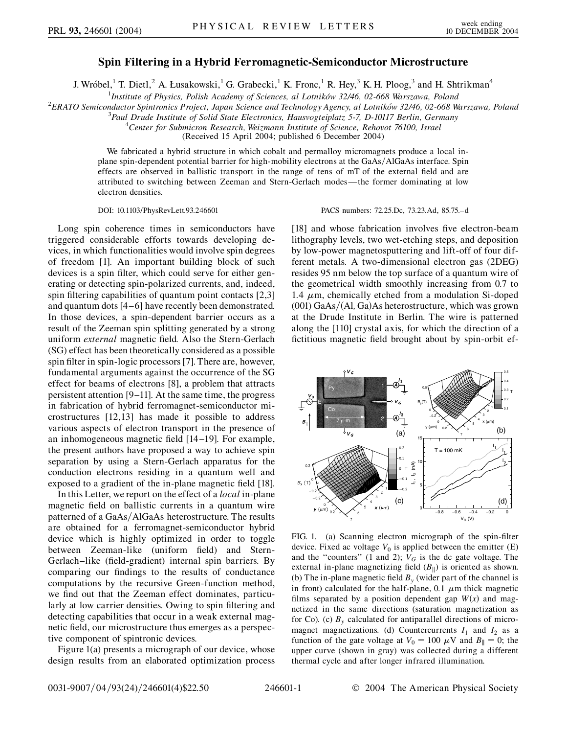# Spin Filtering in a Hybrid Ferromagnetic-Semiconductor Microstructure

J. Wróbel,[1] T. Dietl,[2] A. Łusakowski,[1] G. Grabecki,[1] K. Fronc,[1] R. Hey,[3] K. H. Ploog,[3] and H. Shtrikman[4]

[1]*Institute of Physics, Polish Academy of Sciences, al Lotników 32/46, 02-668 Warszawa, Poland*
[2]*ERATO Semiconductor Spintronics Project, Japan Science and Technology Agency, al Lotników 32/46, 02-668 Warszawa, Poland*
[3]*Paul Drude Institute of Solid State Electronics, Hausvogteiplatz 5-7, D-10117 Berlin, Germany*
[4]*Center for Submicron Research, Weizmann Institute of Science, Rehovot 76100, Israel*

(Received 15 April 2004; published 6 December 2004)

We fabricated a hybrid structure in which cobalt and permalloy micromagnets produce a local in-plane spin-dependent potential barrier for high-mobility electrons at the GaAs/AlGaAs interface. Spin effects are observed in ballistic transport in the range of tens of mT of the external field and are attributed to switching between Zeeman and Stern-Gerlach modes—the former dominating at low electron densities.

DOI: 10.1103/PhysRevLett.93.246601 PACS numbers: 72.25.Dc, 73.23.Ad, 85.75.–d

Long spin coherence times in semiconductors have triggered considerable efforts towards developing devices, in which functionalities would involve spin degrees of freedom [1]. An important building block of such devices is a spin filter, which could serve for either generating or detecting spin-polarized currents, and, indeed, spin filtering capabilities of quantum point contacts [2,3] and quantum dots [4–6] have recently been demonstrated. In those devices, a spin-dependent barrier occurs as a result of the Zeeman spin splitting generated by a strong uniform *external* magnetic field. Also the Stern-Gerlach (SG) effect has been theoretically considered as a possible spin filter in spin-logic processors [7]. There are, however, fundamental arguments against the occurrence of the SG effect for beams of electrons [8], a problem that attracts persistent attention [9–11]. At the same time, the progress in fabrication of hybrid ferromagnet-semiconductor microstructures [12,13] has made it possible to address various aspects of electron transport in the presence of an inhomogeneous magnetic field [14–19]. For example, the present authors have proposed a way to achieve spin separation by using a Stern-Gerlach apparatus for the conduction electrons residing in a quantum well and exposed to a gradient of the in-plane magnetic field [18].

In this Letter, we report on the effect of a *local* in-plane magnetic field on ballistic currents in a quantum wire patterned of a GaAs/AlGaAs heterostructure. The results are obtained for a ferromagnet-semiconductor hybrid device which is highly optimized in order to toggle between Zeeman-like (uniform field) and Stern-Gerlach–like (field-gradient) internal spin barriers. By comparing our findings to the results of conductance computations by the recursive Green-function method, we find out that the Zeeman effect dominates, particularly at low carrier densities. Owing to spin filtering and detecting capabilities that occur in a weak external magnetic field, our microstructure thus emerges as a perspective component of spintronic devices.

Figure 1(a) presents a micrograph of our device, whose design results from an elaborated optimization process [18] and whose fabrication involves five electron-beam lithography levels, two wet-etching steps, and deposition by low-power magnetosputtering and lift-off of four different metals. A two-dimensional electron gas (2DEG) resides 95 nm below the top surface of a quantum wire of the geometrical width smoothly increasing from 0.7 to 1.4 $\mu$m, chemically etched from a modulation Si-doped (001) GaAs/(Al, Ga)As heterostructure, which was grown at the Drude Institute in Berlin. The wire is patterned along the [110] crystal axis, for which the direction of a fictitious magnetic field brought about by spin-orbit ef-

FIG. 1. (a) Scanning electron micrograph of the spin-filter device. Fixed ac voltage $V_0$ is applied between the emitter (E) and the "counters" (1 and 2); $V_G$ is the dc gate voltage. The external in-plane magnetizing field ($B_{\|}$) is oriented as shown. (b) The in-plane magnetic field $B_y$ (wider part of the channel is in front) calculated for the half-plane, 0.1 $\mu$m thick magnetic films separated by a position dependent gap $W(x)$ and magnetized in the same directions (saturation magnetization as for Co). (c) $B_y$ calculated for antiparallel directions of micromagnet magnetizations. (d) Countercurrents $I_1$ and $I_2$ as a function of the gate voltage at $V_0 = 100\ \mu$V and $B_{\|} = 0$; the upper curve (shown in gray) was collected during a different thermal cycle and after longer infrared illumination.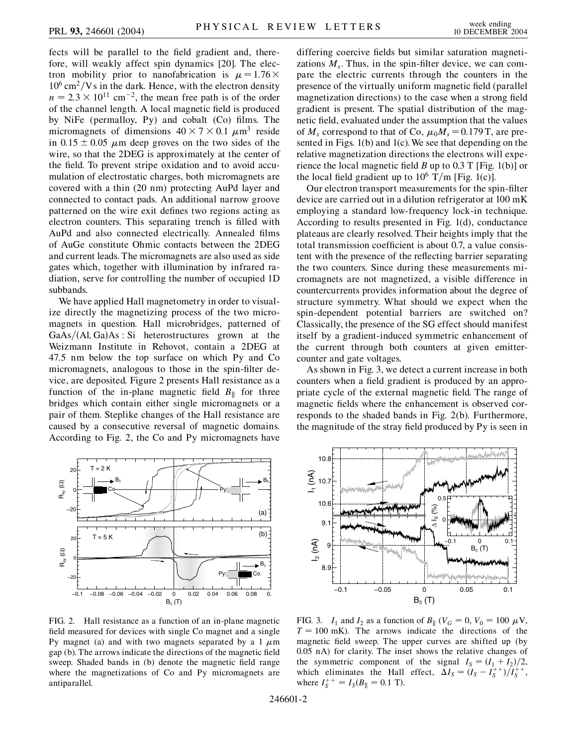fects will be parallel to the field gradient and, therefore, will weakly affect spin dynamics [20]. The electron mobility prior to nanofabrication is $\mu = 1.76 \times 10^6\ \text{cm}^2/\text{V s}$ in the dark. Hence, with the electron density $n = 2.3 \times 10^{11}\ \text{cm}^{-2}$, the mean free path is of the order of the channel length. A local magnetic field is produced by NiFe (permalloy, Py) and cobalt (Co) films. The micromagnets of dimensions $40 \times 7 \times 0.1\ \mu\text{m}^3$ reside in $0.15 \pm 0.05\ \mu\text{m}$ deep groves on the two sides of the wire, so that the 2DEG is approximately at the center of the field. To prevent stripe oxidation and to avoid accumulation of electrostatic charges, both micromagnets are covered with a thin (20 nm) protecting AuPd layer and connected to contact pads. An additional narrow groove patterned on the wire exit defines two regions acting as electron counters. This separating trench is filled with AuPd and also connected electrically. Annealed films of AuGe constitute Ohmic contacts between the 2DEG and current leads. The micromagnets are also used as side gates which, together with illumination by infrared radiation, serve for controlling the number of occupied 1D subbands.

We have applied Hall magnetometry in order to visualize directly the magnetizing process of the two micromagnets in question. Hall microbridges, patterned of GaAs/(Al, Ga)As : Si heterostructures grown at the Weizmann Institute in Rehovot, contain a 2DEG at 47.5 nm below the top surface on which Py and Co micromagnets, analogous to those in the spin-filter device, are deposited. Figure 2 presents Hall resistance as a function of the in-plane magnetic field $B_\parallel$ for three bridges which contain either single micromagnets or a pair of them. Steplike changes of the Hall resistance are caused by a consecutive reversal of magnetic domains. According to Fig. 2, the Co and Py micromagnets have differing coercive fields but similar saturation magnetizations $M_s$. Thus, in the spin-filter device, we can compare the electric currents through the counters in the presence of the virtually uniform magnetic field (parallel magnetization directions) to the case when a strong field gradient is present. The spatial distribution of the magnetic field, evaluated under the assumption that the values of $M_s$ correspond to that of Co, $\mu_0 M_s = 0.179\ \text{T}$, are presented in Figs. 1(b) and 1(c). We see that depending on the relative magnetization directions the electrons will experience the local magnetic field $B$ up to 0.3 T [Fig. 1(b)] or the local field gradient up to $10^6\ \text{T/m}$ [Fig. 1(c)].

Our electron transport measurements for the spin-filter device are carried out in a dilution refrigerator at 100 mK employing a standard low-frequency lock-in technique. According to results presented in Fig. 1(d), conductance plateaus are clearly resolved. Their heights imply that the total transmission coefficient is about 0.7, a value consistent with the presence of the reflecting barrier separating the two counters. Since during these measurements micromagnets are not magnetized, a visible difference in countercurrents provides information about the degree of structure symmetry. What should we expect when the spin-dependent potential barriers are switched on? Classically, the presence of the SG effect should manifest itself by a gradient-induced symmetric enhancement of the current through both counters at given emitter-counter and gate voltages.

As shown in Fig. 3, we detect a current increase in both counters when a field gradient is produced by an appropriate cycle of the external magnetic field. The range of magnetic fields where the enhancement is observed corresponds to the shaded bands in Fig. 2(b). Furthermore, the magnitude of the stray field produced by Py is seen in

FIG. 2. Hall resistance as a function of an in-plane magnetic field measured for devices with single Co magnet and a single Py magnet (a) and with two magnets separated by a 1 $\mu$m gap (b). The arrows indicate the directions of the magnetic field sweep. Shaded bands in (b) denote the magnetic field range where the magnetizations of Co and Py micromagnets are antiparallel.

FIG. 3. $I_1$ and $I_2$ as a function of $B_\parallel$ ($V_G = 0$, $V_0 = 100\ \mu\text{V}$, $T = 100$ mK). The arrows indicate the directions of the magnetic field sweep. The upper curves are shifted up (by 0.05 nA) for clarity. The inset shows the relative changes of the symmetric component of the signal $I_S = (I_1 + I_2)/2$, which eliminates the Hall effect, $\Delta I_S = (I_S - I_S^{++})/I_S^{++}$, where $I_S^{++} = I_S(B_\parallel = 0.1\ \text{T})$.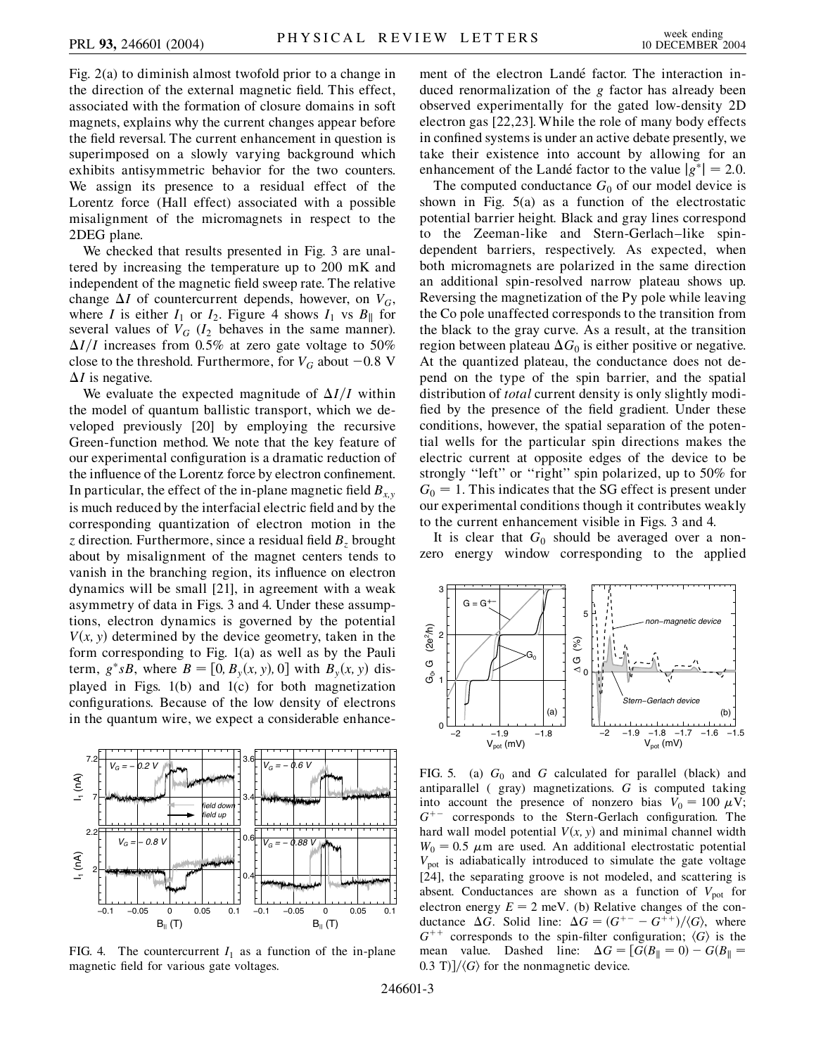Fig. 2(a) to diminish almost twofold prior to a change in the direction of the external magnetic field. This effect, associated with the formation of closure domains in soft magnets, explains why the current changes appear before the field reversal. The current enhancement in question is superimposed on a slowly varying background which exhibits antisymmetric behavior for the two counters. We assign its presence to a residual effect of the Lorentz force (Hall effect) associated with a possible misalignment of the micromagnets in respect to the 2DEG plane.

We checked that results presented in Fig. 3 are unaltered by increasing the temperature up to 200 mK and independent of the magnetic field sweep rate. The relative change $\Delta I$ of countercurrent depends, however, on $V_G$, where $I$ is either $I_1$ or $I_2$. Figure 4 shows $I_1$ vs $B_\parallel$ for several values of $V_G$ ($I_2$ behaves in the same manner). $\Delta I/I$ increases from 0.5% at zero gate voltage to 50% close to the threshold. Furthermore, for $V_G$ about $-0.8$ V $\Delta I$ is negative.

We evaluate the expected magnitude of $\Delta I/I$ within the model of quantum ballistic transport, which we developed previously [20] by employing the recursive Green-function method. We note that the key feature of our experimental configuration is a dramatic reduction of the influence of the Lorentz force by electron confinement. In particular, the effect of the in-plane magnetic field $B_{x,y}$ is much reduced by the interfacial electric field and by the corresponding quantization of electron motion in the $z$ direction. Furthermore, since a residual field $B_z$ brought about by misalignment of the magnet centers tends to vanish in the branching region, its influence on electron dynamics will be small [21], in agreement with a weak asymmetry of data in Figs. 3 and 4. Under these assumptions, electron dynamics is governed by the potential $V(x, y)$ determined by the device geometry, taken in the form corresponding to Fig. 1(a) as well as by the Pauli term, $g^* sB$, where $B = [0, B_y(x, y), 0]$ with $B_y(x, y)$ displayed in Figs. 1(b) and 1(c) for both magnetization configurations. Because of the low density of electrons in the quantum wire, we expect a considerable enhancement of the electron Landé factor. The interaction induced renormalization of the $g$ factor has already been observed experimentally for the gated low-density 2D electron gas [22,23]. While the role of many body effects in confined systems is under an active debate presently, we take their existence into account by allowing for an enhancement of the Landé factor to the value $|g^*| = 2.0$.

FIG. 4. The countercurrent $I_1$ as a function of the in-plane magnetic field for various gate voltages.

The computed conductance $G_0$ of our model device is shown in Fig. 5(a) as a function of the electrostatic potential barrier height. Black and gray lines correspond to the Zeeman-like and Stern-Gerlach–like spin-dependent barriers, respectively. As expected, when both micromagnets are polarized in the same direction an additional spin-resolved narrow plateau shows up. Reversing the magnetization of the Py pole while leaving the Co pole unaffected corresponds to the transition from the black to the gray curve. As a result, at the transition region between plateau $\Delta G_0$ is either positive or negative. At the quantized plateau, the conductance does not depend on the type of the spin barrier, and the spatial distribution of *total* current density is only slightly modified by the presence of the field gradient. Under these conditions, however, the spatial separation of the potential wells for the particular spin directions makes the electric current at opposite edges of the device to be strongly "left" or "right" spin polarized, up to 50% for $G_0 = 1$. This indicates that the SG effect is present under our experimental conditions though it contributes weakly to the current enhancement visible in Figs. 3 and 4.

It is clear that $G_0$ should be averaged over a nonzero energy window corresponding to the applied

FIG. 5. (a) $G_0$ and $G$ calculated for parallel (black) and antiparallel (gray) magnetizations. $G$ is computed taking into account the presence of nonzero bias $V_0 = 100\ \mu$V; $G^{+-}$ corresponds to the Stern-Gerlach configuration. The hard wall model potential $V(x, y)$ and minimal channel width $W_0 = 0.5\ \mu$m are used. An additional electrostatic potential $V_{\rm pot}$ is adiabatically introduced to simulate the gate voltage [24], the separating groove is not modeled, and scattering is absent. Conductances are shown as a function of $V_{\rm pot}$ for electron energy $E = 2$ meV. (b) Relative changes of the conductance $\Delta G$. Solid line: $\Delta G = (G^{+-} - G^{++})/\langle G \rangle$, where $G^{++}$ corresponds to the spin-filter configuration; $\langle G \rangle$ is the mean value. Dashed line: $\Delta G = [G(B_\parallel = 0) - G(B_\parallel = 0.3\ \text{T})]/\langle G \rangle$ for the nonmagnetic device.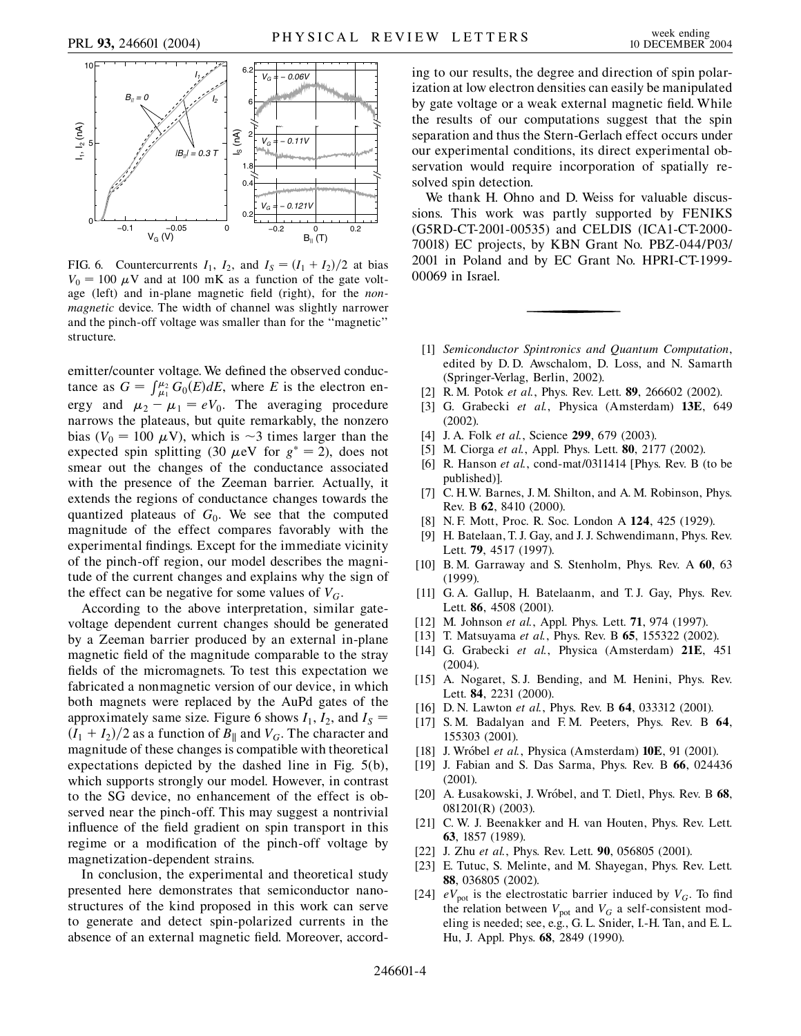10

$B_{||} = 0$

$I_1$

$I_2$

$I_1, I_2$ (nA)

5

$|B_{||}| = 0.3$ T

0

−0.1

−0.05

0

$V_G$ (V)

6.2

$V_G = -0.06V$

6

$I_S$ (nA)

2

$V_G = -0.11V$

1.8

0.4

$V_G = -0.121V$

0.2

−0.2

0

0.2

$B_{||}$ (T)

FIG. 6. Countercurrents $I_1$, $I_2$, and $I_S = (I_1 + I_2)/2$ at bias $V_0 = 100\ \mu$V and at 100 mK as a function of the gate voltage (left) and in-plane magnetic field (right), for the *nonmagnetic* device. The width of channel was slightly narrower and the pinch-off voltage was smaller than for the "magnetic" structure.

emitter/counter voltage. We defined the observed conductance as $G = \int_{\mu_1}^{\mu_2} G_0(E) dE$, where $E$ is the electron energy and $\mu_2 - \mu_1 = eV_0$. The averaging procedure narrows the plateaus, but quite remarkably, the nonzero bias ($V_0 = 100\ \mu$V), which is $\sim$3 times larger than the expected spin splitting (30 $\mu$eV for $g^* = 2$), does not smear out the changes of the conductance associated with the presence of the Zeeman barrier. Actually, it extends the regions of conductance changes towards the quantized plateaus of $G_0$. We see that the computed magnitude of the effect compares favorably with the experimental findings. Except for the immediate vicinity of the pinch-off region, our model describes the magnitude of the current changes and explains why the sign of the effect can be negative for some values of $V_G$.

According to the above interpretation, similar gate-voltage dependent current changes should be generated by a Zeeman barrier produced by an external in-plane magnetic field of the magnitude comparable to the stray fields of the micromagnets. To test this expectation we fabricated a nonmagnetic version of our device, in which both magnets were replaced by the AuPd gates of the approximately same size. Figure 6 shows $I_1$, $I_2$, and $I_S = (I_1 + I_2)/2$ as a function of $B_{\|}$ and $V_G$. The character and magnitude of these changes is compatible with theoretical expectations depicted by the dashed line in Fig. 5(b), which supports strongly our model. However, in contrast to the SG device, no enhancement of the effect is observed near the pinch-off. This may suggest a nontrivial influence of the field gradient on spin transport in this regime or a modification of the pinch-off voltage by magnetization-dependent strains.

In conclusion, the experimental and theoretical study presented here demonstrates that semiconductor nanostructures of the kind proposed in this work can serve to generate and detect spin-polarized currents in the absence of an external magnetic field. Moreover, according to our results, the degree and direction of spin polarization at low electron densities can easily be manipulated by gate voltage or a weak external magnetic field. While the results of our computations suggest that the spin separation and thus the Stern-Gerlach effect occurs under our experimental conditions, its direct experimental observation would require incorporation of spatially resolved spin detection.

We thank H. Ohno and D. Weiss for valuable discussions. This work was partly supported by FENIKS (G5RD-CT-2001-00535) and CELDIS (ICA1-CT-2000-70018) EC projects, by KBN Grant No. PBZ-044/P03/2001 in Poland and by EC Grant No. HPRI-CT-1999-00069 in Israel.

[1] *Semiconductor Spintronics and Quantum Computation*, edited by D. D. Awschalom, D. Loss, and N. Samarth (Springer-Verlag, Berlin, 2002).

[2] R. M. Potok *et al.*, Phys. Rev. Lett. **89**, 266602 (2002).

[3] G. Grabecki *et al.*, Physica (Amsterdam) **13E**, 649 (2002).

[4] J. A. Folk *et al.*, Science **299**, 679 (2003).

[5] M. Ciorga *et al.*, Appl. Phys. Lett. **80**, 2177 (2002).

[6] R. Hanson *et al.*, cond-mat/0311414 [Phys. Rev. B (to be published)].

[7] C. H.W. Barnes, J. M. Shilton, and A. M. Robinson, Phys. Rev. B **62**, 8410 (2000).

[8] N. F. Mott, Proc. R. Soc. London A **124**, 425 (1929).

[9] H. Batelaan, T. J. Gay, and J. J. Schwendimann, Phys. Rev. Lett. **79**, 4517 (1997).

[10] B. M. Garraway and S. Stenholm, Phys. Rev. A **60**, 63 (1999).

[11] G. A. Gallup, H. Batelaanm, and T. J. Gay, Phys. Rev. Lett. **86**, 4508 (2001).

[12] M. Johnson *et al.*, Appl. Phys. Lett. **71**, 974 (1997).

[13] T. Matsuyama *et al.*, Phys. Rev. B **65**, 155322 (2002).

[14] G. Grabecki *et al.*, Physica (Amsterdam) **21E**, 451 (2004).

[15] A. Nogaret, S. J. Bending, and M. Henini, Phys. Rev. Lett. **84**, 2231 (2000).

[16] D. N. Lawton *et al.*, Phys. Rev. B **64**, 033312 (2001).

[17] S. M. Badalyan and F. M. Peeters, Phys. Rev. B **64**, 155303 (2001).

[18] J. Wróbel *et al.*, Physica (Amsterdam) **10E**, 91 (2001).

[19] J. Fabian and S. Das Sarma, Phys. Rev. B **66**, 024436 (2001).

[20] A. Łusakowski, J. Wróbel, and T. Dietl, Phys. Rev. B **68**, 081201(R) (2003).

[21] C. W. J. Beenakker and H. van Houten, Phys. Rev. Lett. **63**, 1857 (1989).

[22] J. Zhu *et al.*, Phys. Rev. Lett. **90**, 056805 (2001).

[23] E. Tutuc, S. Melinte, and M. Shayegan, Phys. Rev. Lett. **88**, 036805 (2002).

[24] $eV_{\rm pot}$ is the electrostatic barrier induced by $V_G$. To find the relation between $V_{\rm pot}$ and $V_G$ a self-consistent modeling is needed; see, e.g., G. L. Snider, I.-H. Tan, and E. L. Hu, J. Appl. Phys. **68**, 2849 (1990).